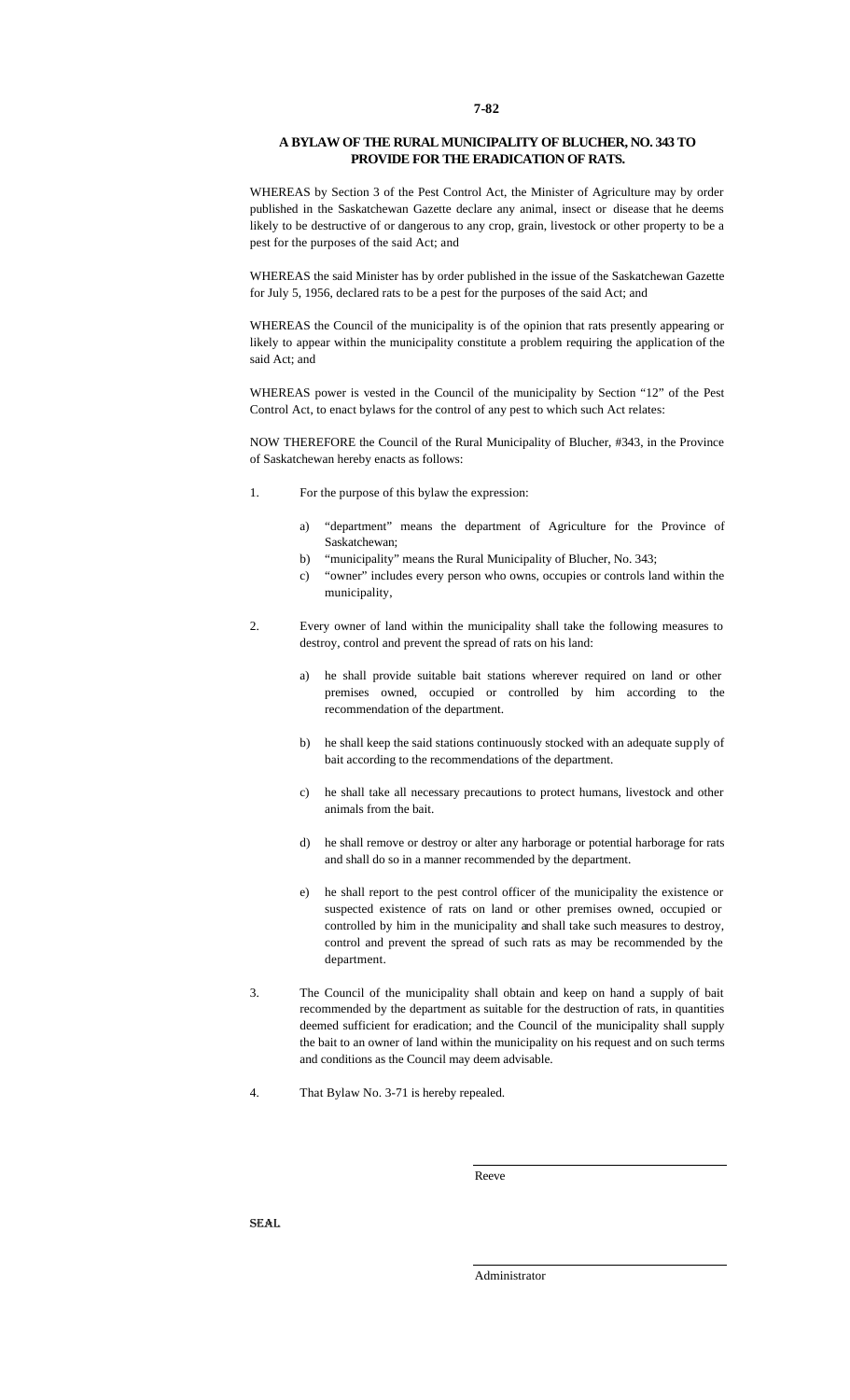**7-82**

## A BYLAW OF THE RURAL MUNICIPALITY OF BLUCHER, NO. 343 TO PROVIDE FOR THE ERADICATION OF RATS.

WHEREAS by Section 3 of the Pest Control Act, the Minister of Agriculture may by order published in the Saskatchewan Gazette declare any animal, insect or disease that he deems likely to be destructive of or dangerous to any crop, grain, livestock or other property to be a pest for the purposes of the said Act; and

WHEREAS the said Minister has by order published in the issue of the Saskatchewan Gazette for July 5, 1956, declared rats to be a pest for the purposes of the said Act; and

WHEREAS the Council of the municipality is of the opinion that rats presently appearing or likely to appear within the municipality constitute a problem requiring the application of the said Act; and

WHEREAS power is vested in the Council of the municipality by Section "12" of the Pest Control Act, to enact bylaws for the control of any pest to which such Act relates:

NOW THEREFORE the Council of the Rural Municipality of Blucher, #343, in the Province of Saskatchewan hereby enacts as follows:

1. For the purpose of this bylaw the expression:

    a) "department" means the department of Agriculture for the Province of Saskatchewan;
    b) "municipality" means the Rural Municipality of Blucher, No. 343;
    c) "owner" includes every person who owns, occupies or controls land within the municipality,

2. Every owner of land within the municipality shall take the following measures to destroy, control and prevent the spread of rats on his land:

    a) he shall provide suitable bait stations wherever required on land or other premises owned, occupied or controlled by him according to the recommendation of the department.

    b) he shall keep the said stations continuously stocked with an adequate supply of bait according to the recommendations of the department.

    c) he shall take all necessary precautions to protect humans, livestock and other animals from the bait.

    d) he shall remove or destroy or alter any harborage or potential harborage for rats and shall do so in a manner recommended by the department.

    e) he shall report to the pest control officer of the municipality the existence or suspected existence of rats on land or other premises owned, occupied or controlled by him in the municipality and shall take such measures to destroy, control and prevent the spread of such rats as may be recommended by the department.

3. The Council of the municipality shall obtain and keep on hand a supply of bait recommended by the department as suitable for the destruction of rats, in quantities deemed sufficient for eradication; and the Council of the municipality shall supply the bait to an owner of land within the municipality on his request and on such terms and conditions as the Council may deem advisable.

4. That Bylaw No. 3-71 is hereby repealed.

Reeve

SEAL

Administrator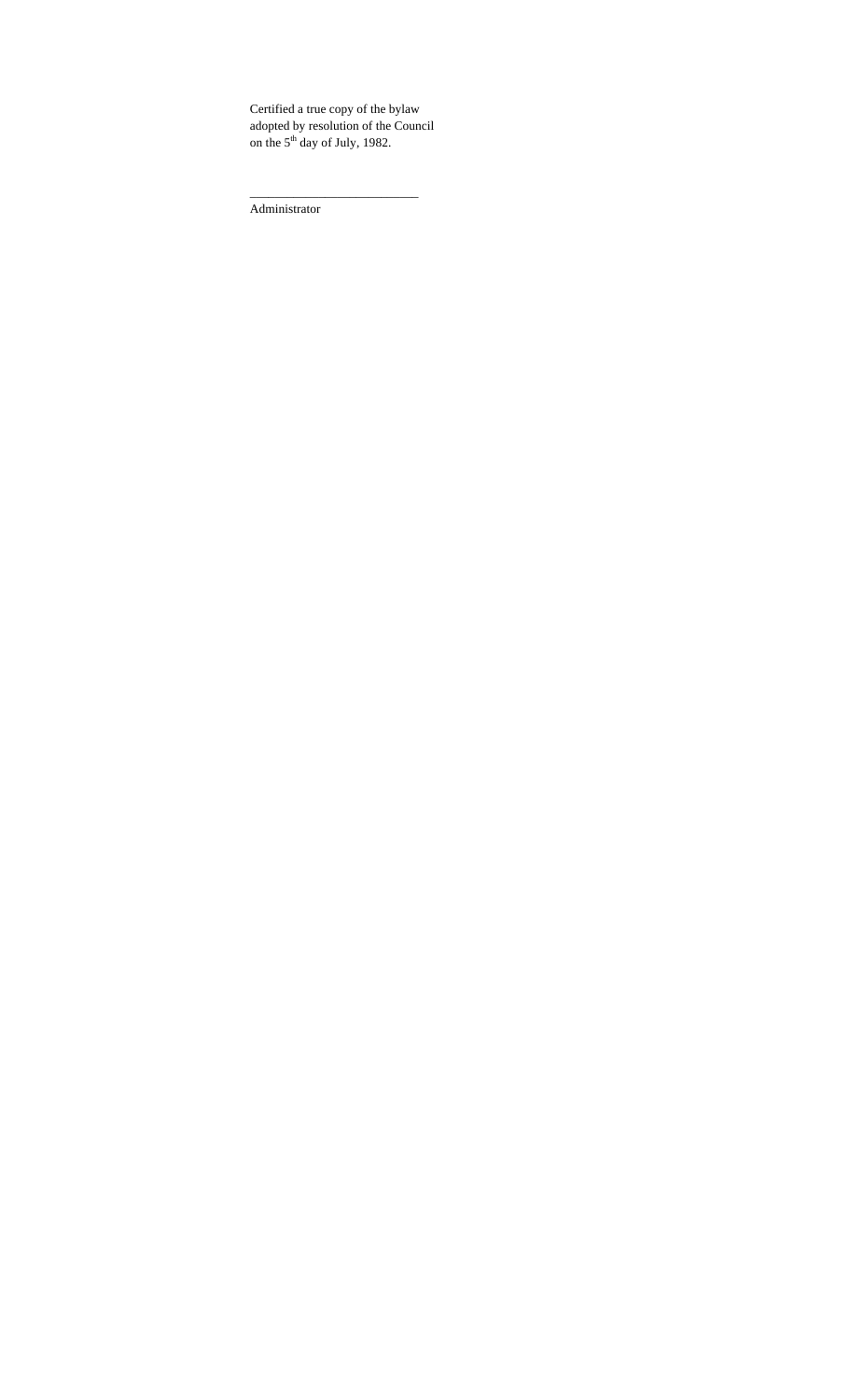Certified a true copy of the bylaw
adopted by resolution of the Council
on the 5th day of July, 1982.

\_\_\_\_\_\_\_\_\_\_\_\_\_\_\_\_\_\_\_\_\_\_\_\_\_\_

Administrator